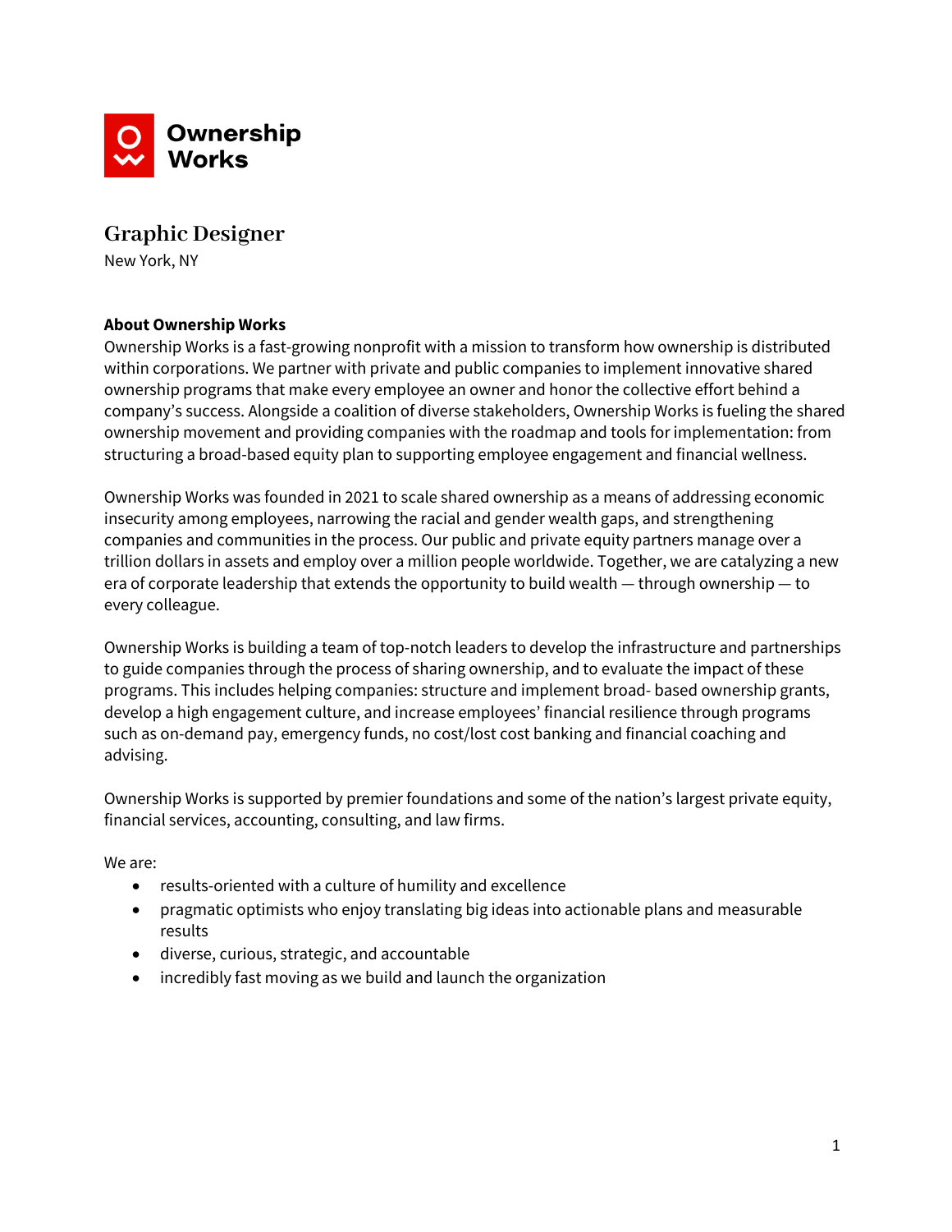Ownership Works

# Graphic Designer

New York, NY

**About Ownership Works**

Ownership Works is a fast-growing nonprofit with a mission to transform how ownership is distributed within corporations. We partner with private and public companies to implement innovative shared ownership programs that make every employee an owner and honor the collective effort behind a company's success. Alongside a coalition of diverse stakeholders, Ownership Works is fueling the shared ownership movement and providing companies with the roadmap and tools for implementation: from structuring a broad-based equity plan to supporting employee engagement and financial wellness.

Ownership Works was founded in 2021 to scale shared ownership as a means of addressing economic insecurity among employees, narrowing the racial and gender wealth gaps, and strengthening companies and communities in the process. Our public and private equity partners manage over a trillion dollars in assets and employ over a million people worldwide. Together, we are catalyzing a new era of corporate leadership that extends the opportunity to build wealth — through ownership — to every colleague.

Ownership Works is building a team of top-notch leaders to develop the infrastructure and partnerships to guide companies through the process of sharing ownership, and to evaluate the impact of these programs. This includes helping companies: structure and implement broad- based ownership grants, develop a high engagement culture, and increase employees' financial resilience through programs such as on-demand pay, emergency funds, no cost/lost cost banking and financial coaching and advising.

Ownership Works is supported by premier foundations and some of the nation's largest private equity, financial services, accounting, consulting, and law firms.

We are:

- results-oriented with a culture of humility and excellence
- pragmatic optimists who enjoy translating big ideas into actionable plans and measurable results
- diverse, curious, strategic, and accountable
- incredibly fast moving as we build and launch the organization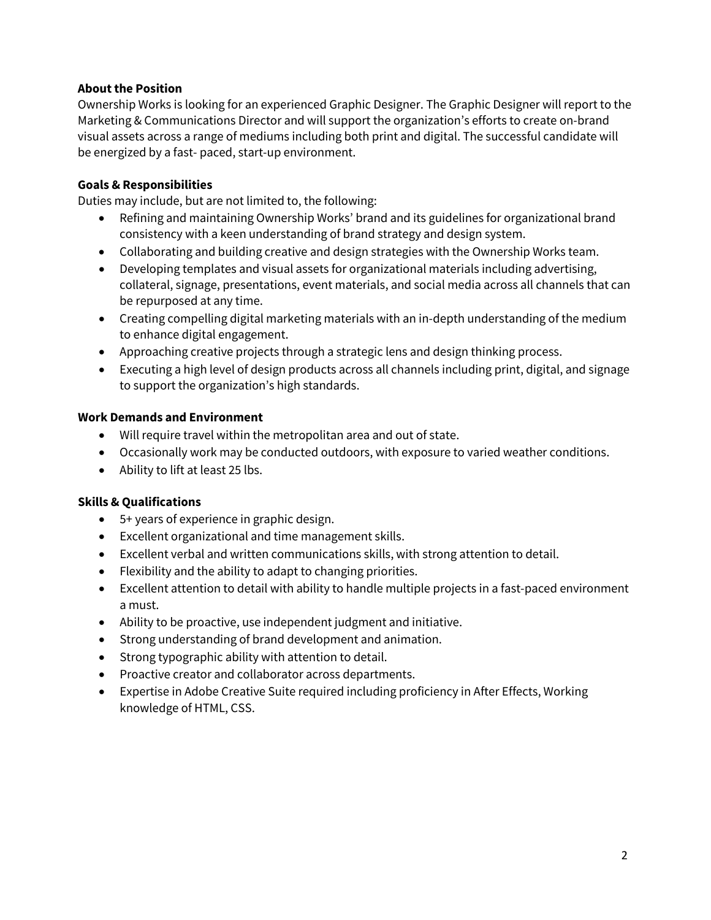**About the Position**

Ownership Works is looking for an experienced Graphic Designer. The Graphic Designer will report to the Marketing & Communications Director and will support the organization's efforts to create on-brand visual assets across a range of mediums including both print and digital. The successful candidate will be energized by a fast- paced, start-up environment.

**Goals & Responsibilities**

Duties may include, but are not limited to, the following:

- Refining and maintaining Ownership Works' brand and its guidelines for organizational brand consistency with a keen understanding of brand strategy and design system.
- Collaborating and building creative and design strategies with the Ownership Works team.
- Developing templates and visual assets for organizational materials including advertising, collateral, signage, presentations, event materials, and social media across all channels that can be repurposed at any time.
- Creating compelling digital marketing materials with an in-depth understanding of the medium to enhance digital engagement.
- Approaching creative projects through a strategic lens and design thinking process.
- Executing a high level of design products across all channels including print, digital, and signage to support the organization's high standards.

**Work Demands and Environment**

- Will require travel within the metropolitan area and out of state.
- Occasionally work may be conducted outdoors, with exposure to varied weather conditions.
- Ability to lift at least 25 lbs.

**Skills & Qualifications**

- 5+ years of experience in graphic design.
- Excellent organizational and time management skills.
- Excellent verbal and written communications skills, with strong attention to detail.
- Flexibility and the ability to adapt to changing priorities.
- Excellent attention to detail with ability to handle multiple projects in a fast-paced environment a must.
- Ability to be proactive, use independent judgment and initiative.
- Strong understanding of brand development and animation.
- Strong typographic ability with attention to detail.
- Proactive creator and collaborator across departments.
- Expertise in Adobe Creative Suite required including proficiency in After Effects, Working knowledge of HTML, CSS.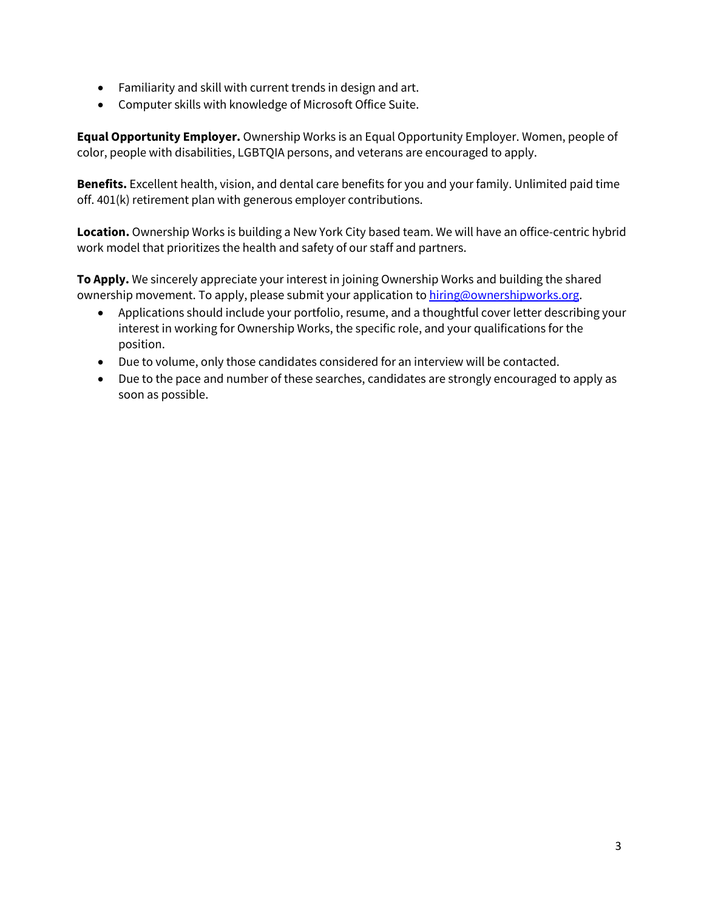- Familiarity and skill with current trends in design and art.
- Computer skills with knowledge of Microsoft Office Suite.

**Equal Opportunity Employer.** Ownership Works is an Equal Opportunity Employer. Women, people of color, people with disabilities, LGBTQIA persons, and veterans are encouraged to apply.

**Benefits.** Excellent health, vision, and dental care benefits for you and your family. Unlimited paid time off. 401(k) retirement plan with generous employer contributions.

**Location.** Ownership Works is building a New York City based team. We will have an office-centric hybrid work model that prioritizes the health and safety of our staff and partners.

**To Apply.** We sincerely appreciate your interest in joining Ownership Works and building the shared ownership movement. To apply, please submit your application to [hiring@ownershipworks.org](mailto:hiring@ownershipworks.org).

- Applications should include your portfolio, resume, and a thoughtful cover letter describing your interest in working for Ownership Works, the specific role, and your qualifications for the position.
- Due to volume, only those candidates considered for an interview will be contacted.
- Due to the pace and number of these searches, candidates are strongly encouraged to apply as soon as possible.